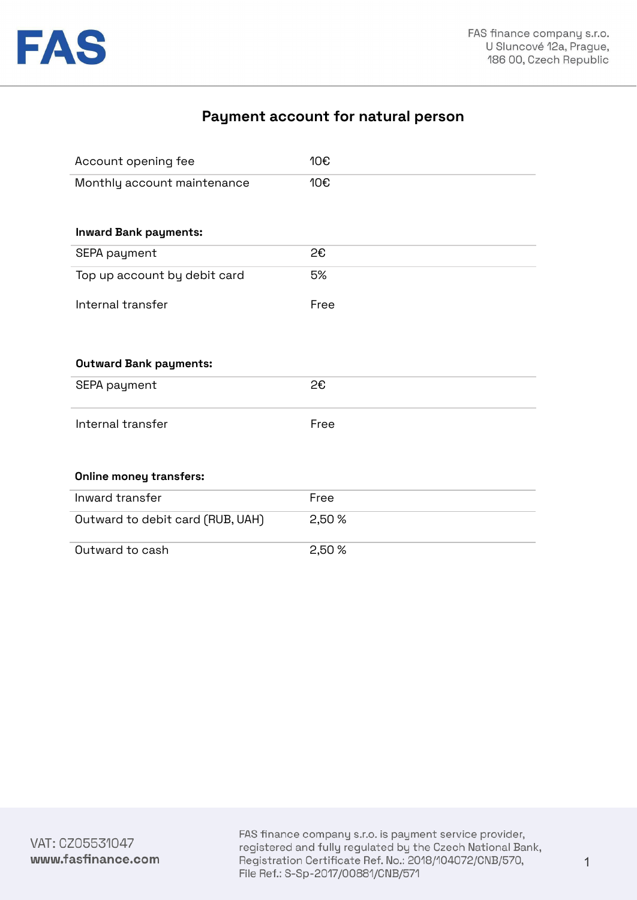FAS

FAS finance company s.r.o.
U Sluncové 12a, Prague,
186 00, Czech Republic

# Payment account for natural person

| | |
|---|---|
| Account opening fee | 10€ |
| Monthly account maintenance | 10€ |

**Inward Bank payments:**

| | |
|---|---|
| SEPA payment | 2€ |
| Top up account by debit card | 5% |
| Internal transfer | Free |

**Outward Bank payments:**

| | |
|---|---|
| SEPA payment | 2€ |
| Internal transfer | Free |

**Online money transfers:**

| | |
|---|---|
| Inward transfer | Free |
| Outward to debit card (RUB, UAH) | 2,50 % |
| Outward to cash | 2,50 % |

VAT: CZ05531047
**www.fasfinance.com**

FAS finance company s.r.o. is payment service provider, registered and fully regulated by the Czech National Bank, Registration Certificate Ref. No.: 2018/104072/CNB/570, File Ref.: S-Sp-2017/00881/CNB/571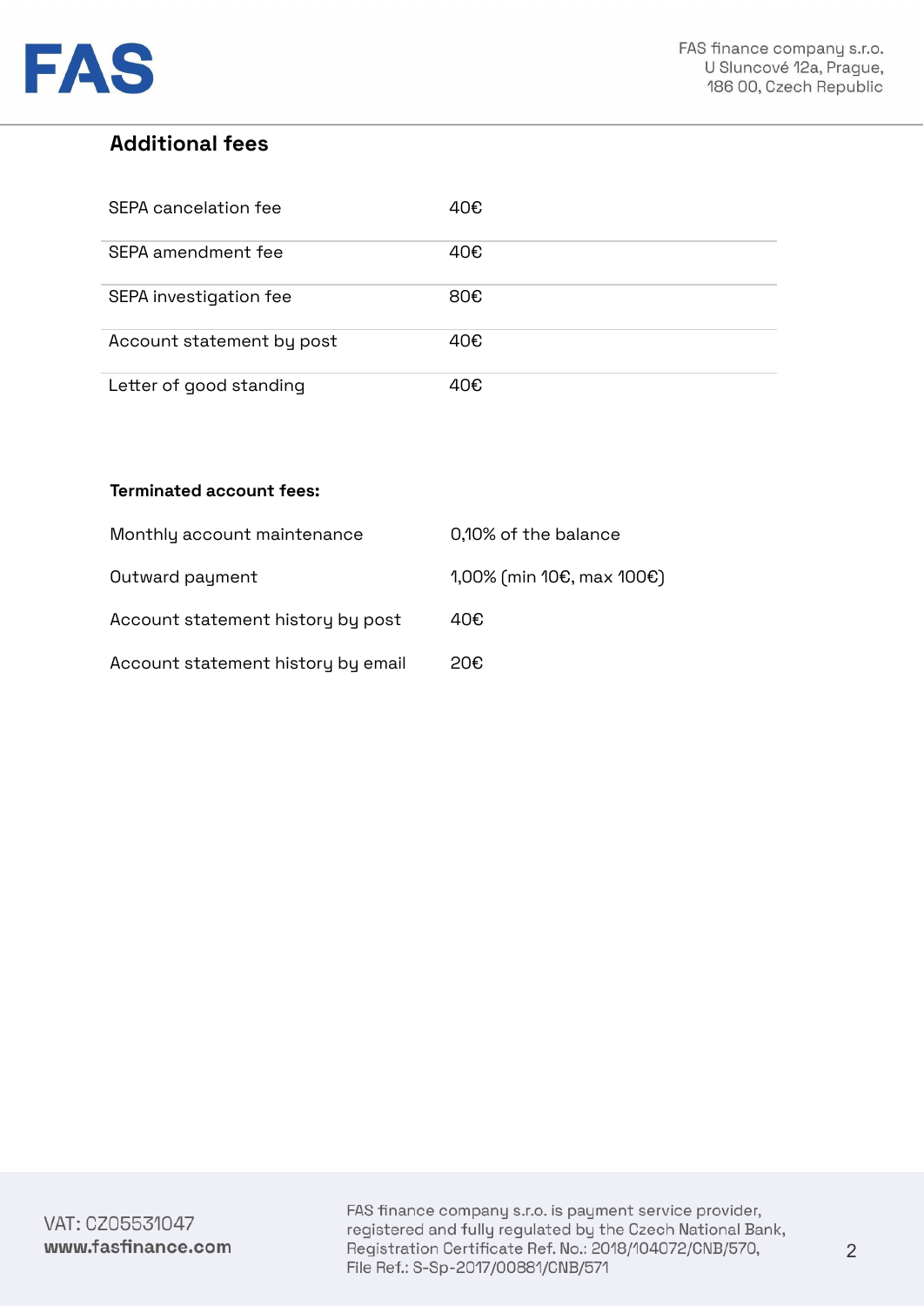## Additional fees

| | |
|---|---|
| SEPA cancelation fee | 40€ |
| SEPA amendment fee | 40€ |
| SEPA investigation fee | 80€ |
| Account statement by post | 40€ |
| Letter of good standing | 40€ |

**Terminated account fees:**

| | |
|---|---|
| Monthly account maintenance | 0,10% of the balance |
| Outward payment | 1,00% (min 10€, max 100€) |
| Account statement history by post | 40€ |
| Account statement history by email | 20€ |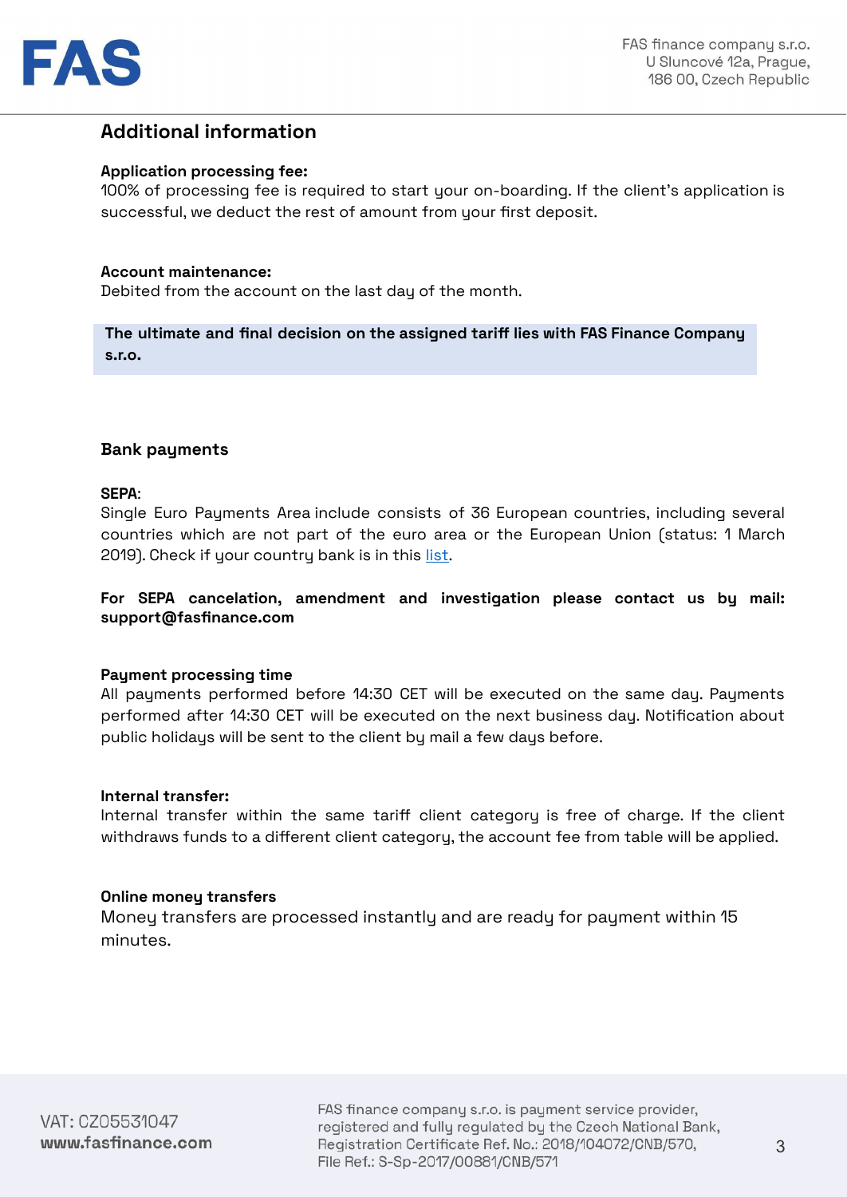## Additional information

**Application processing fee:**
100% of processing fee is required to start your on-boarding. If the client's application is successful, we deduct the rest of amount from your first deposit.

**Account maintenance:**
Debited from the account on the last day of the month.

**The ultimate and final decision on the assigned tariff lies with FAS Finance Company s.r.o.**

### Bank payments

**SEPA**:
Single Euro Payments Area include consists of 36 European countries, including several countries which are not part of the euro area or the European Union (status: 1 March 2019). Check if your country bank is in this list.

**For SEPA cancelation, amendment and investigation please contact us by mail: support@fasfinance.com**

**Payment processing time**
All payments performed before 14:30 CET will be executed on the same day. Payments performed after 14:30 CET will be executed on the next business day. Notification about public holidays will be sent to the client by mail a few days before.

**Internal transfer:**
Internal transfer within the same tariff client category is free of charge. If the client withdraws funds to a different client category, the account fee from table will be applied.

**Online money transfers**
Money transfers are processed instantly and are ready for payment within 15 minutes.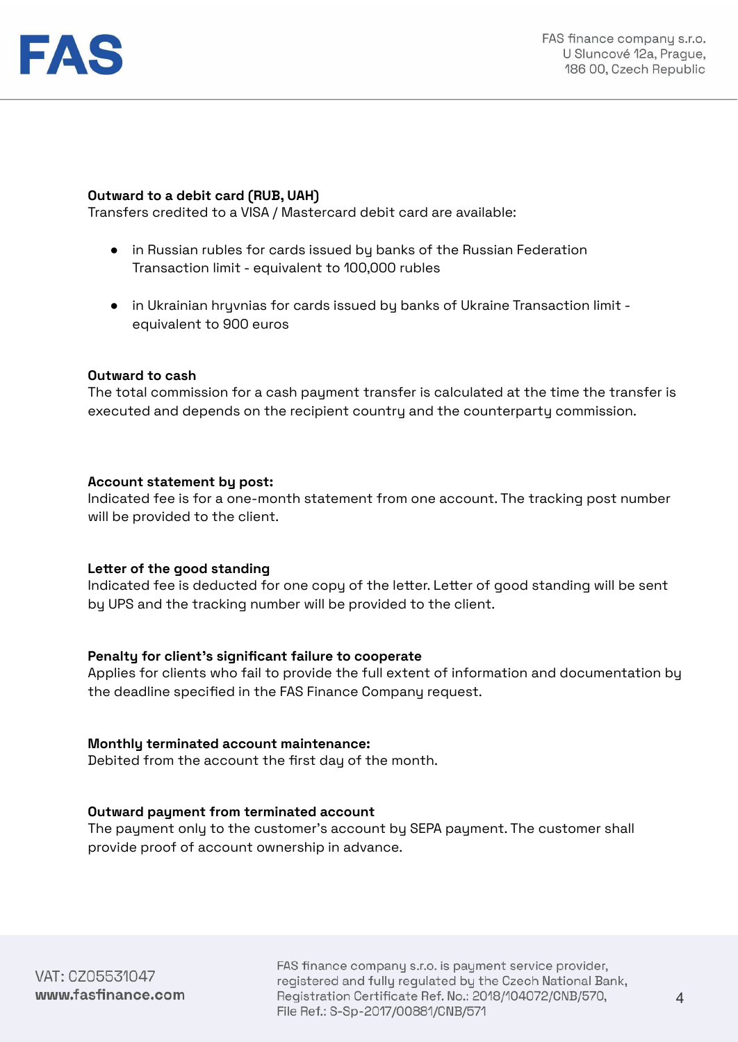**Outward to a debit card (RUB, UAH)**
Transfers credited to a VISA / Mastercard debit card are available:

- in Russian rubles for cards issued by banks of the Russian Federation Transaction limit - equivalent to 100,000 rubles

- in Ukrainian hryvnias for cards issued by banks of Ukraine Transaction limit - equivalent to 900 euros

**Outward to cash**
The total commission for a cash payment transfer is calculated at the time the transfer is executed and depends on the recipient country and the counterparty commission.

**Account statement by post:**
Indicated fee is for a one-month statement from one account. The tracking post number will be provided to the client.

**Letter of the good standing**
Indicated fee is deducted for one copy of the letter. Letter of good standing will be sent by UPS and the tracking number will be provided to the client.

**Penalty for client's significant failure to cooperate**
Applies for clients who fail to provide the full extent of information and documentation by the deadline specified in the FAS Finance Company request.

**Monthly terminated account maintenance:**
Debited from the account the first day of the month.

**Outward payment from terminated account**
The payment only to the customer's account by SEPA payment. The customer shall provide proof of account ownership in advance.